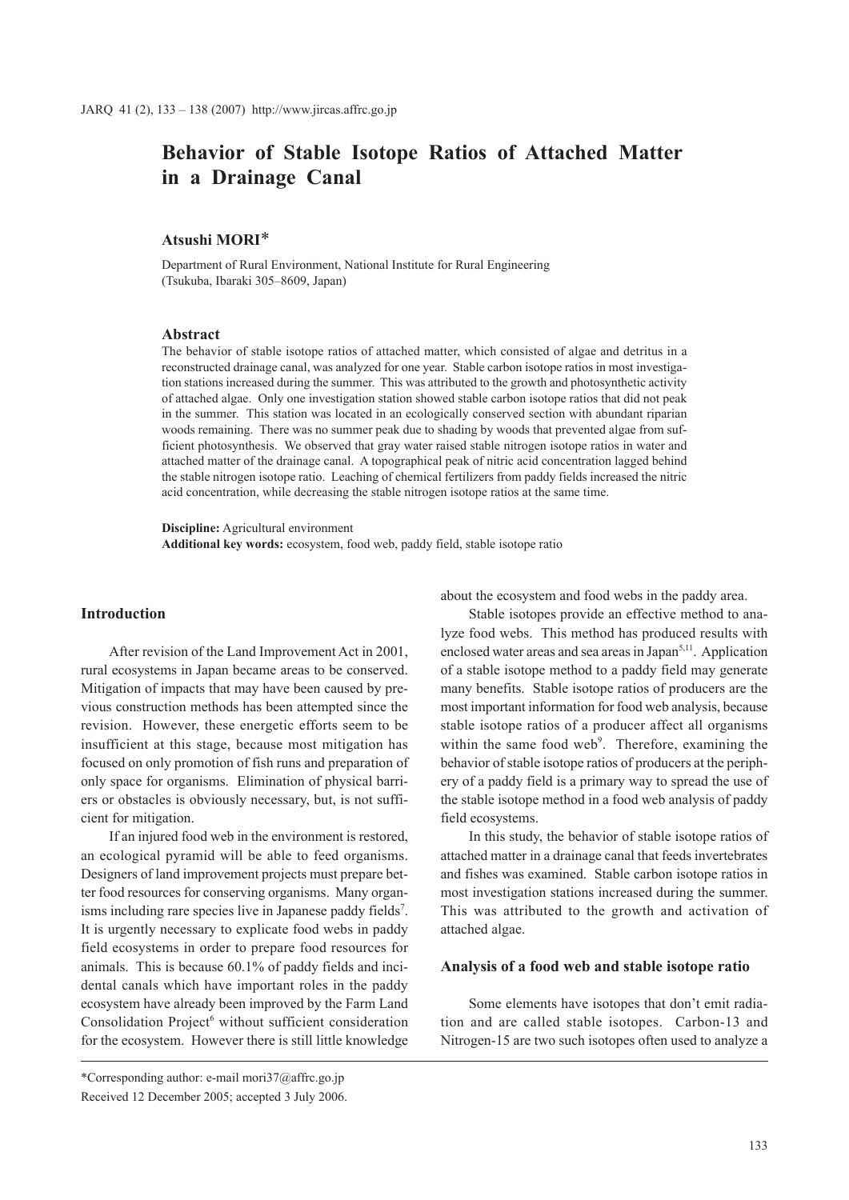# Behavior of Stable Isotope Ratios of Attached Matter in a Drainage Canal

**Atsushi MORI***

Department of Rural Environment, National Institute for Rural Engineering (Tsukuba, Ibaraki 305–8609, Japan)

### Abstract

The behavior of stable isotope ratios of attached matter, which consisted of algae and detritus in a reconstructed drainage canal, was analyzed for one year. Stable carbon isotope ratios in most investigation stations increased during the summer. This was attributed to the growth and photosynthetic activity of attached algae. Only one investigation station showed stable carbon isotope ratios that did not peak in the summer. This station was located in an ecologically conserved section with abundant riparian woods remaining. There was no summer peak due to shading by woods that prevented algae from sufficient photosynthesis. We observed that gray water raised stable nitrogen isotope ratios in water and attached matter of the drainage canal. A topographical peak of nitric acid concentration lagged behind the stable nitrogen isotope ratio. Leaching of chemical fertilizers from paddy fields increased the nitric acid concentration, while decreasing the stable nitrogen isotope ratios at the same time.

**Discipline:** Agricultural environment
**Additional key words:** ecosystem, food web, paddy field, stable isotope ratio

### Introduction

After revision of the Land Improvement Act in 2001, rural ecosystems in Japan became areas to be conserved. Mitigation of impacts that may have been caused by previous construction methods has been attempted since the revision. However, these energetic efforts seem to be insufficient at this stage, because most mitigation has focused on only promotion of fish runs and preparation of only space for organisms. Elimination of physical barriers or obstacles is obviously necessary, but, is not sufficient for mitigation.

If an injured food web in the environment is restored, an ecological pyramid will be able to feed organisms. Designers of land improvement projects must prepare better food resources for conserving organisms. Many organisms including rare species live in Japanese paddy fields[7]. It is urgently necessary to explicate food webs in paddy field ecosystems in order to prepare food resources for animals. This is because 60.1% of paddy fields and incidental canals which have important roles in the paddy ecosystem have already been improved by the Farm Land Consolidation Project[6] without sufficient consideration for the ecosystem. However there is still little knowledge about the ecosystem and food webs in the paddy area.

Stable isotopes provide an effective method to analyze food webs. This method has produced results with enclosed water areas and sea areas in Japan[5,11]. Application of a stable isotope method to a paddy field may generate many benefits. Stable isotope ratios of producers are the most important information for food web analysis, because stable isotope ratios of a producer affect all organisms within the same food web[9]. Therefore, examining the behavior of stable isotope ratios of producers at the periphery of a paddy field is a primary way to spread the use of the stable isotope method in a food web analysis of paddy field ecosystems.

In this study, the behavior of stable isotope ratios of attached matter in a drainage canal that feeds invertebrates and fishes was examined. Stable carbon isotope ratios in most investigation stations increased during the summer. This was attributed to the growth and activation of attached algae.

### Analysis of a food web and stable isotope ratio

Some elements have isotopes that don't emit radiation and are called stable isotopes. Carbon-13 and Nitrogen-15 are two such isotopes often used to analyze a

*Corresponding author: e-mail mori37@affrc.go.jp
Received 12 December 2005; accepted 3 July 2006.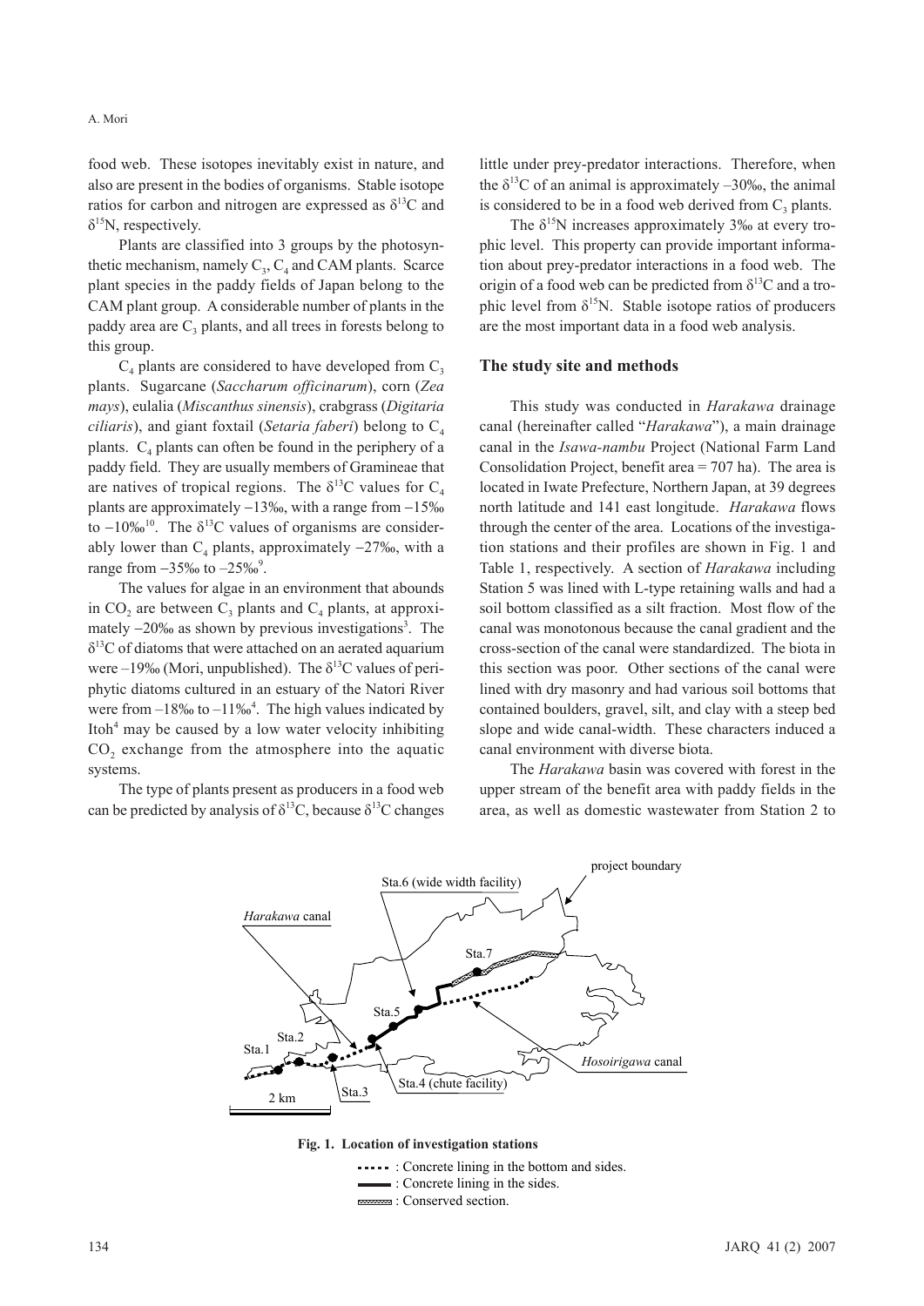food web. These isotopes inevitably exist in nature, and also are present in the bodies of organisms. Stable isotope ratios for carbon and nitrogen are expressed as $\delta^{13}C$ and $\delta^{15}N$, respectively.

Plants are classified into 3 groups by the photosynthetic mechanism, namely $C_3$, $C_4$ and CAM plants. Scarce plant species in the paddy fields of Japan belong to the CAM plant group. A considerable number of plants in the paddy area are $C_3$ plants, and all trees in forests belong to this group.

$C_4$ plants are considered to have developed from $C_3$ plants. Sugarcane (*Saccharum officinarum*), corn (*Zea mays*), eulalia (*Miscanthus sinensis*), crabgrass (*Digitaria ciliaris*), and giant foxtail (*Setaria faberi*) belong to $C_4$ plants. $C_4$ plants can often be found in the periphery of a paddy field. They are usually members of Gramineae that are natives of tropical regions. The $\delta^{13}C$ values for $C_4$ plants are approximately −13‰, with a range from −15‰ to −10‰[10]. The $\delta^{13}C$ values of organisms are considerably lower than $C_4$ plants, approximately −27‰, with a range from −35‰ to −25‰[9].

The values for algae in an environment that abounds in $CO_2$ are between $C_3$ plants and $C_4$ plants, at approximately −20‰ as shown by previous investigations[3]. The $\delta^{13}C$ of diatoms that were attached on an aerated aquarium were −19‰ (Mori, unpublished). The $\delta^{13}C$ values of periphytic diatoms cultured in an estuary of the Natori River were from −18‰ to −11‰[4]. The high values indicated by Itoh[4] may be caused by a low water velocity inhibiting $CO_2$ exchange from the atmosphere into the aquatic systems.

The type of plants present as producers in a food web can be predicted by analysis of $\delta^{13}C$, because $\delta^{13}C$ changes little under prey-predator interactions. Therefore, when the $\delta^{13}C$ of an animal is approximately −30‰, the animal is considered to be in a food web derived from $C_3$ plants.

The $\delta^{15}N$ increases approximately 3‰ at every trophic level. This property can provide important information about prey-predator interactions in a food web. The origin of a food web can be predicted from $\delta^{13}C$ and a trophic level from $\delta^{15}N$. Stable isotope ratios of producers are the most important data in a food web analysis.

## The study site and methods

This study was conducted in *Harakawa* drainage canal (hereinafter called "*Harakawa*"), a main drainage canal in the *Isawa-nambu* Project (National Farm Land Consolidation Project, benefit area = 707 ha). The area is located in Iwate Prefecture, Northern Japan, at 39 degrees north latitude and 141 east longitude. *Harakawa* flows through the center of the area. Locations of the investigation stations and their profiles are shown in Fig. 1 and Table 1, respectively. A section of *Harakawa* including Station 5 was lined with L-type retaining walls and had a soil bottom classified as a silt fraction. Most flow of the canal was monotonous because the canal gradient and the cross-section of the canal were standardized. The biota in this section was poor. Other sections of the canal were lined with dry masonry and had various soil bottoms that contained boulders, gravel, silt, and clay with a steep bed slope and wide canal-width. These characters induced a canal environment with diverse biota.

The *Harakawa* basin was covered with forest in the upper stream of the benefit area with paddy fields in the area, as well as domestic wastewater from Station 2 to

project boundary
Sta.6 (wide width facility)
*Harakawa* canal
Sta.7
Sta.5
Sta.2
Sta.1
Sta.3
Sta.4 (chute facility)
*Hosoirigawa* canal
2 km

**Fig. 1. Location of investigation stations**

- - - - : Concrete lining in the bottom and sides.
—— : Concrete lining in the sides.
▭ : Conserved section.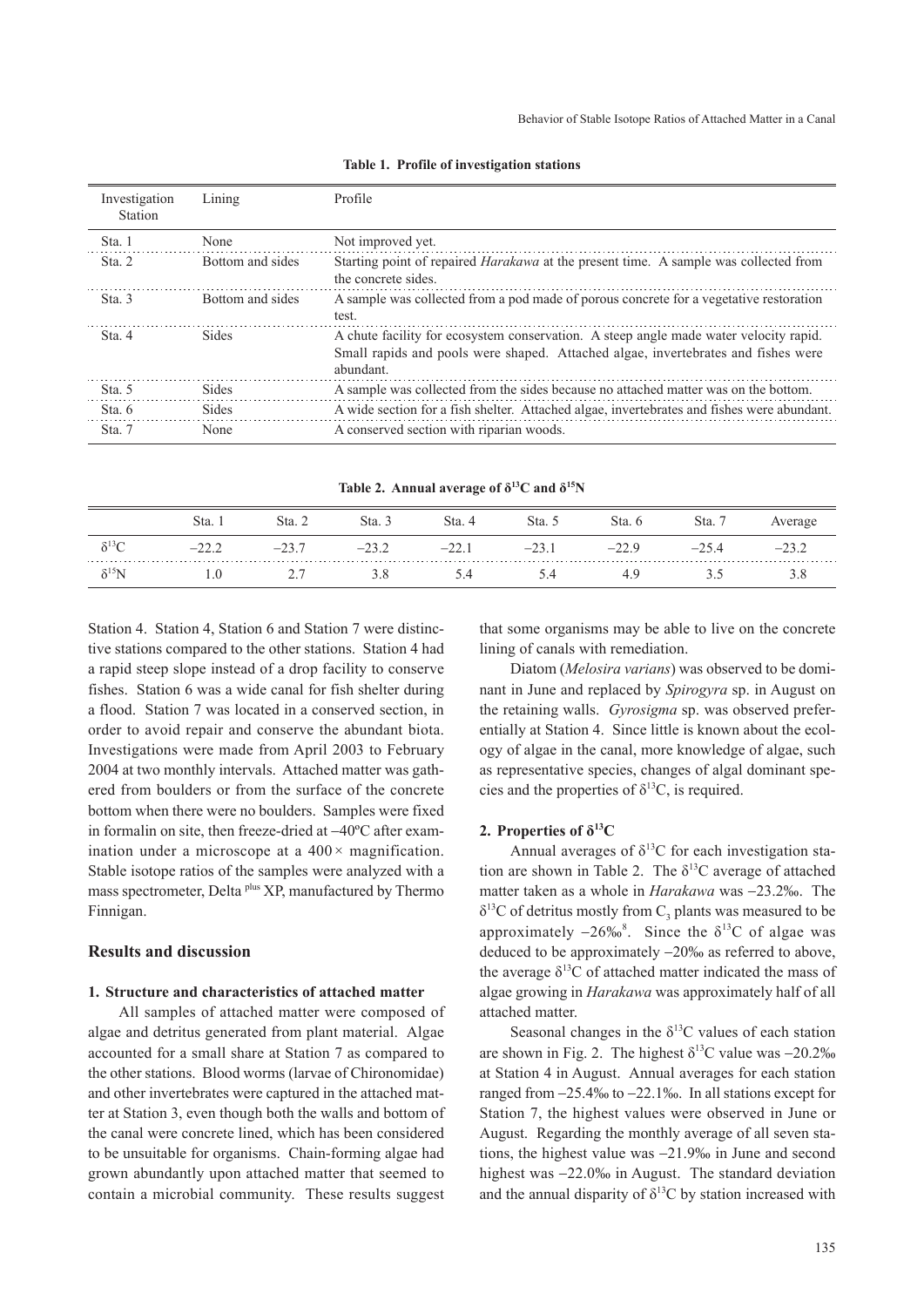**Table 1. Profile of investigation stations**

| Investigation Station | Lining | Profile |
|---|---|---|
| Sta. 1 | None | Not improved yet. |
| Sta. 2 | Bottom and sides | Starting point of repaired *Harakawa* at the present time. A sample was collected from the concrete sides. |
| Sta. 3 | Bottom and sides | A sample was collected from a pod made of porous concrete for a vegetative restoration test. |
| Sta. 4 | Sides | A chute facility for ecosystem conservation. A steep angle made water velocity rapid. Small rapids and pools were shaped. Attached algae, invertebrates and fishes were abundant. |
| Sta. 5 | Sides | A sample was collected from the sides because no attached matter was on the bottom. |
| Sta. 6 | Sides | A wide section for a fish shelter. Attached algae, invertebrates and fishes were abundant. |
| Sta. 7 | None | A conserved section with riparian woods. |

**Table 2. Annual average of $\delta^{13}C$ and $\delta^{15}N$**

| | Sta. 1 | Sta. 2 | Sta. 3 | Sta. 4 | Sta. 5 | Sta. 6 | Sta. 7 | Average |
|---|---|---|---|---|---|---|---|---|
| $\delta^{13}C$ | −22.2 | −23.7 | −23.2 | −22.1 | −23.1 | −22.9 | −25.4 | −23.2 |
| $\delta^{15}N$ | 1.0 | 2.7 | 3.8 | 5.4 | 5.4 | 4.9 | 3.5 | 3.8 |

Station 4. Station 4, Station 6 and Station 7 were distinctive stations compared to the other stations. Station 4 had a rapid steep slope instead of a drop facility to conserve fishes. Station 6 was a wide canal for fish shelter during a flood. Station 7 was located in a conserved section, in order to avoid repair and conserve the abundant biota. Investigations were made from April 2003 to February 2004 at two monthly intervals. Attached matter was gathered from boulders or from the surface of the concrete bottom when there were no boulders. Samples were fixed in formalin on site, then freeze-dried at −40ºC after examination under a microscope at a 400× magnification. Stable isotope ratios of the samples were analyzed with a mass spectrometer, Delta plus XP, manufactured by Thermo Finnigan.

## Results and discussion

### 1. Structure and characteristics of attached matter

All samples of attached matter were composed of algae and detritus generated from plant material. Algae accounted for a small share at Station 7 as compared to the other stations. Blood worms (larvae of Chironomidae) and other invertebrates were captured in the attached matter at Station 3, even though both the walls and bottom of the canal were concrete lined, which has been considered to be unsuitable for organisms. Chain-forming algae had grown abundantly upon attached matter that seemed to contain a microbial community. These results suggest that some organisms may be able to live on the concrete lining of canals with remediation.

Diatom (*Melosira varians*) was observed to be dominant in June and replaced by *Spirogyra* sp. in August on the retaining walls. *Gyrosigma* sp. was observed preferentially at Station 4. Since little is known about the ecology of algae in the canal, more knowledge of algae, such as representative species, changes of algal dominant species and the properties of $\delta^{13}C$, is required.

### 2. Properties of $\delta^{13}C$

Annual averages of $\delta^{13}C$ for each investigation station are shown in Table 2. The $\delta^{13}C$ average of attached matter taken as a whole in *Harakawa* was −23.2‰. The $\delta^{13}C$ of detritus mostly from $C_3$ plants was measured to be approximately −26‰[8]. Since the $\delta^{13}C$ of algae was deduced to be approximately −20‰ as referred to above, the average $\delta^{13}C$ of attached matter indicated the mass of algae growing in *Harakawa* was approximately half of all attached matter.

Seasonal changes in the $\delta^{13}C$ values of each station are shown in Fig. 2. The highest $\delta^{13}C$ value was −20.2‰ at Station 4 in August. Annual averages for each station ranged from −25.4‰ to −22.1‰. In all stations except for Station 7, the highest values were observed in June or August. Regarding the monthly average of all seven stations, the highest value was −21.9‰ in June and second highest was −22.0‰ in August. The standard deviation and the annual disparity of $\delta^{13}C$ by station increased with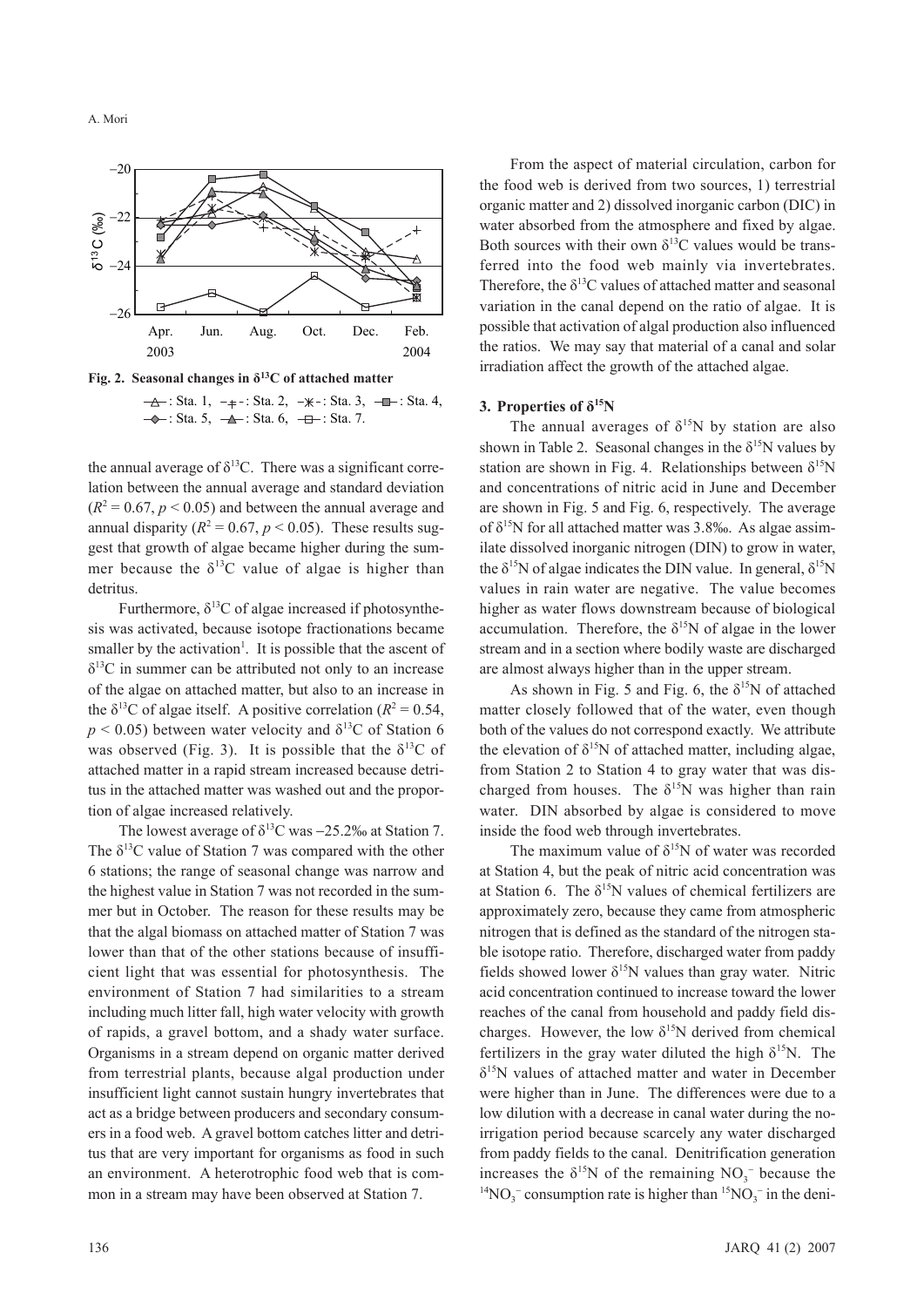−20
−22
−24
−26
$\delta^{13}C$ (‰)
Apr. 2003
Jun.
Aug.
Oct.
Dec.
Feb. 2004

**Fig. 2. Seasonal changes in $\delta^{13}C$ of attached matter**

: Sta. 1, : Sta. 2, : Sta. 3, : Sta. 4, : Sta. 5, : Sta. 6, : Sta. 7.

the annual average of $\delta^{13}C$. There was a significant correlation between the annual average and standard deviation ($R^2 = 0.67$, $p < 0.05$) and between the annual average and annual disparity ($R^2 = 0.67$, $p < 0.05$). These results suggest that growth of algae became higher during the summer because the $\delta^{13}C$ value of algae is higher than detritus.

Furthermore, $\delta^{13}C$ of algae increased if photosynthesis was activated, because isotope fractionations became smaller by the activation[1]. It is possible that the ascent of $\delta^{13}C$ in summer can be attributed not only to an increase of the algae on attached matter, but also to an increase in the $\delta^{13}C$ of algae itself. A positive correlation ($R^2 = 0.54$, $p < 0.05$) between water velocity and $\delta^{13}C$ of Station 6 was observed (Fig. 3). It is possible that the $\delta^{13}C$ of attached matter in a rapid stream increased because detritus in the attached matter was washed out and the proportion of algae increased relatively.

The lowest average of $\delta^{13}C$ was −25.2‰ at Station 7. The $\delta^{13}C$ value of Station 7 was compared with the other 6 stations; the range of seasonal change was narrow and the highest value in Station 7 was not recorded in the summer but in October. The reason for these results may be that the algal biomass on attached matter of Station 7 was lower than that of the other stations because of insufficient light that was essential for photosynthesis. The environment of Station 7 had similarities to a stream including much litter fall, high water velocity with growth of rapids, a gravel bottom, and a shady water surface. Organisms in a stream depend on organic matter derived from terrestrial plants, because algal production under insufficient light cannot sustain hungry invertebrates that act as a bridge between producers and secondary consumers in a food web. A gravel bottom catches litter and detritus that are very important for organisms as food in such an environment. A heterotrophic food web that is common in a stream may have been observed at Station 7.

From the aspect of material circulation, carbon for the food web is derived from two sources, 1) terrestrial organic matter and 2) dissolved inorganic carbon (DIC) in water absorbed from the atmosphere and fixed by algae. Both sources with their own $\delta^{13}C$ values would be transferred into the food web mainly via invertebrates. Therefore, the $\delta^{13}C$ values of attached matter and seasonal variation in the canal depend on the ratio of algae. It is possible that activation of algal production also influenced the ratios. We may say that material of a canal and solar irradiation affect the growth of the attached algae.

### 3. Properties of $\delta^{15}N$

The annual averages of $\delta^{15}N$ by station are also shown in Table 2. Seasonal changes in the $\delta^{15}N$ values by station are shown in Fig. 4. Relationships between $\delta^{15}N$ and concentrations of nitric acid in June and December are shown in Fig. 5 and Fig. 6, respectively. The average of $\delta^{15}N$ for all attached matter was 3.8‰. As algae assimilate dissolved inorganic nitrogen (DIN) to grow in water, the $\delta^{15}N$ of algae indicates the DIN value. In general, $\delta^{15}N$ values in rain water are negative. The value becomes higher as water flows downstream because of biological accumulation. Therefore, the $\delta^{15}N$ of algae in the lower stream and in a section where bodily waste are discharged are almost always higher than in the upper stream.

As shown in Fig. 5 and Fig. 6, the $\delta^{15}N$ of attached matter closely followed that of the water, even though both of the values do not correspond exactly. We attribute the elevation of $\delta^{15}N$ of attached matter, including algae, from Station 2 to Station 4 to gray water that was discharged from houses. The $\delta^{15}N$ was higher than rain water. DIN absorbed by algae is considered to move inside the food web through invertebrates.

The maximum value of $\delta^{15}N$ of water was recorded at Station 4, but the peak of nitric acid concentration was at Station 6. The $\delta^{15}N$ values of chemical fertilizers are approximately zero, because they came from atmospheric nitrogen that is defined as the standard of the nitrogen stable isotope ratio. Therefore, discharged water from paddy fields showed lower $\delta^{15}N$ values than gray water. Nitric acid concentration continued to increase toward the lower reaches of the canal from household and paddy field discharges. However, the low $\delta^{15}N$ derived from chemical fertilizers in the gray water diluted the high $\delta^{15}N$. The $\delta^{15}N$ values of attached matter and water in December were higher than in June. The differences were due to a low dilution with a decrease in canal water during the no-irrigation period because scarcely any water discharged from paddy fields to the canal. Denitrification generation increases the $\delta^{15}N$ of the remaining $NO_3^-$ because the $^{14}NO_3^-$ consumption rate is higher than $^{15}NO_3^-$ in the deni-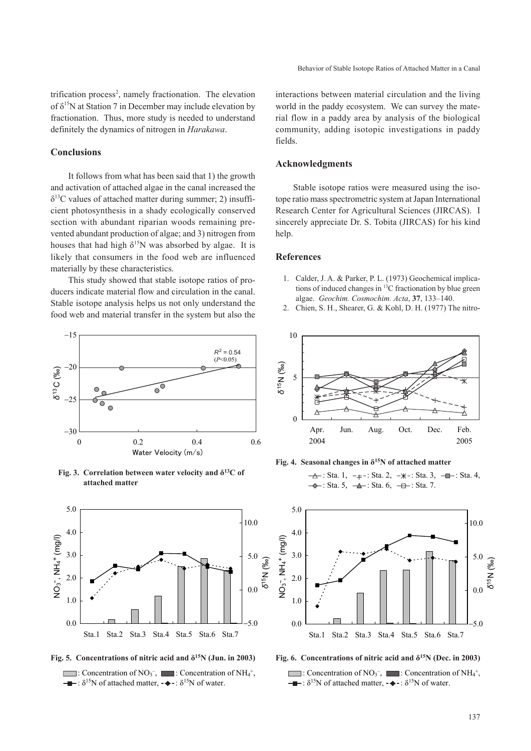trification process[2], namely fractionation. The elevation of $\delta^{15}N$ at Station 7 in December may include elevation by fractionation. Thus, more study is needed to understand definitely the dynamics of nitrogen in *Harakawa*.

## Conclusions

It follows from what has been said that 1) the growth and activation of attached algae in the canal increased the $\delta^{13}C$ values of attached matter during summer; 2) insufficient photosynthesis in a shady ecologically conserved section with abundant riparian woods remaining prevented abundant production of algae; and 3) nitrogen from houses that had high $\delta^{15}N$ was absorbed by algae. It is likely that consumers in the food web are influenced materially by these characteristics.

This study showed that stable isotope ratios of producers indicate material flow and circulation in the canal. Stable isotope analysis helps us not only understand the food web and material transfer in the system but also the interactions between material circulation and the living world in the paddy ecosystem. We can survey the material flow in a paddy area by analysis of the biological community, adding isotopic investigations in paddy fields.

## Acknowledgments

Stable isotope ratios were measured using the isotope ratio mass spectrometric system at Japan International Research Center for Agricultural Sciences (JIRCAS). I sincerely appreciate Dr. S. Tobita (JIRCAS) for his kind help.

## References

1. Calder, J. A. & Parker, P. L. (1973) Geochemical implications of induced changes in $^{13}C$ fractionation by blue green algae. *Geochim. Cosmochim. Acta*, **37**, 133–140.
2. Chien, S. H., Shearer, G. & Kohl, D. H. (1977) The nitro-

$\delta^{13}C$ (‰)
−15
−20
−25
−30
0 0.2 0.4 0.6
Water Velocity (m/s)
$R^2 = 0.54$
($P<0.05$)

**Fig. 3. Correlation between water velocity and $\delta^{13}C$ of attached matter**

$\delta^{15}N$ (‰)
10
5
0
Apr. Jun. Aug. Oct. Dec. Feb.
2004 2005

**Fig. 4. Seasonal changes in $\delta^{15}N$ of attached matter**

: Sta. 1, : Sta. 2, : Sta. 3, : Sta. 4, : Sta. 5, : Sta. 6, : Sta. 7.

$NO_3^-$, $NH_4^+$ (mg/l)
5.0
4.0
3.0
2.0
1.0
0.0
$\delta^{15}N$ (‰)
10.0
5.0
0.0
−5.0
Sta.1 Sta.2 Sta.3 Sta.4 Sta.5 Sta.6 Sta.7

**Fig. 5. Concentrations of nitric acid and $\delta^{15}N$ (Jun. in 2003)**

: Concentration of $NO_3^-$, : Concentration of $NH_4^+$, : $\delta^{15}N$ of attached matter, : $\delta^{15}N$ of water.

$NO_3^-$, $NH_4^+$ (mg/l)
5.0
4.0
3.0
2.0
1.0
0.0
$\delta^{15}N$ (‰)
10.0
5.0
0.0
−5.0
Sta.1 Sta.2 Sta.3 Sta.4 Sta.5 Sta.6 Sta.7

**Fig. 6. Concentrations of nitric acid and $\delta^{15}N$ (Dec. in 2003)**

: Concentration of $NO_3^-$, : Concentration of $NH_4^+$, : $\delta^{15}N$ of attached matter, : $\delta^{15}N$ of water.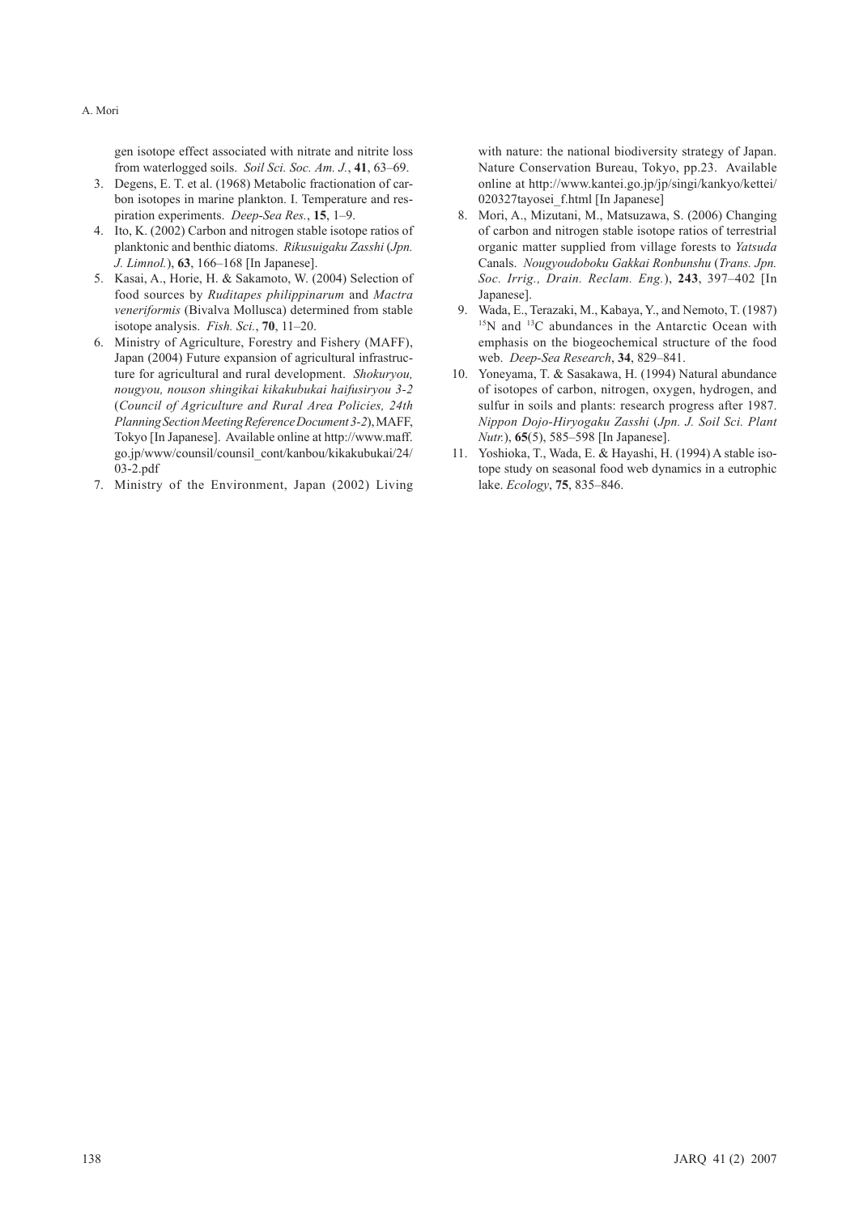gen isotope effect associated with nitrate and nitrite loss from waterlogged soils. *Soil Sci. Soc. Am. J.*, **41**, 63–69.

3. Degens, E. T. et al. (1968) Metabolic fractionation of carbon isotopes in marine plankton. I. Temperature and respiration experiments. *Deep-Sea Res.*, **15**, 1–9.
4. Ito, K. (2002) Carbon and nitrogen stable isotope ratios of planktonic and benthic diatoms. *Rikusuigaku Zasshi* (*Jpn. J. Limnol.*), **63**, 166–168 [In Japanese].
5. Kasai, A., Horie, H. & Sakamoto, W. (2004) Selection of food sources by *Ruditapes philippinarum* and *Mactra veneriformis* (Bivalva Mollusca) determined from stable isotope analysis. *Fish. Sci.*, **70**, 11–20.
6. Ministry of Agriculture, Forestry and Fishery (MAFF), Japan (2004) Future expansion of agricultural infrastructure for agricultural and rural development. *Shokuryou, nougyou, nouson shingikai kikakubukai haifusiryou 3-2* (*Council of Agriculture and Rural Area Policies, 24th Planning Section Meeting Reference Document 3-2*), MAFF, Tokyo [In Japanese]. Available online at http://www.maff.go.jp/www/counsil/counsil_cont/kanbou/kikakubukai/24/03-2.pdf
7. Ministry of the Environment, Japan (2002) Living with nature: the national biodiversity strategy of Japan. Nature Conservation Bureau, Tokyo, pp.23. Available online at http://www.kantei.go.jp/jp/singi/kankyo/kettei/020327tayosei_f.html [In Japanese]
8. Mori, A., Mizutani, M., Matsuzawa, S. (2006) Changing of carbon and nitrogen stable isotope ratios of terrestrial organic matter supplied from village forests to *Yatsuda* Canals. *Nougyoudoboku Gakkai Ronbunshu* (*Trans. Jpn. Soc. Irrig., Drain. Reclam. Eng.*), **243**, 397–402 [In Japanese].
9. Wada, E., Terazaki, M., Kabaya, Y., and Nemoto, T. (1987) $^{15}$N and $^{13}$C abundances in the Antarctic Ocean with emphasis on the biogeochemical structure of the food web. *Deep-Sea Research*, **34**, 829–841.
10. Yoneyama, T. & Sasakawa, H. (1994) Natural abundance of isotopes of carbon, nitrogen, oxygen, hydrogen, and sulfur in soils and plants: research progress after 1987. *Nippon Dojo-Hiryogaku Zasshi* (*Jpn. J. Soil Sci. Plant Nutr.*), **65**(5), 585–598 [In Japanese].
11. Yoshioka, T., Wada, E. & Hayashi, H. (1994) A stable isotope study on seasonal food web dynamics in a eutrophic lake. *Ecology*, **75**, 835–846.